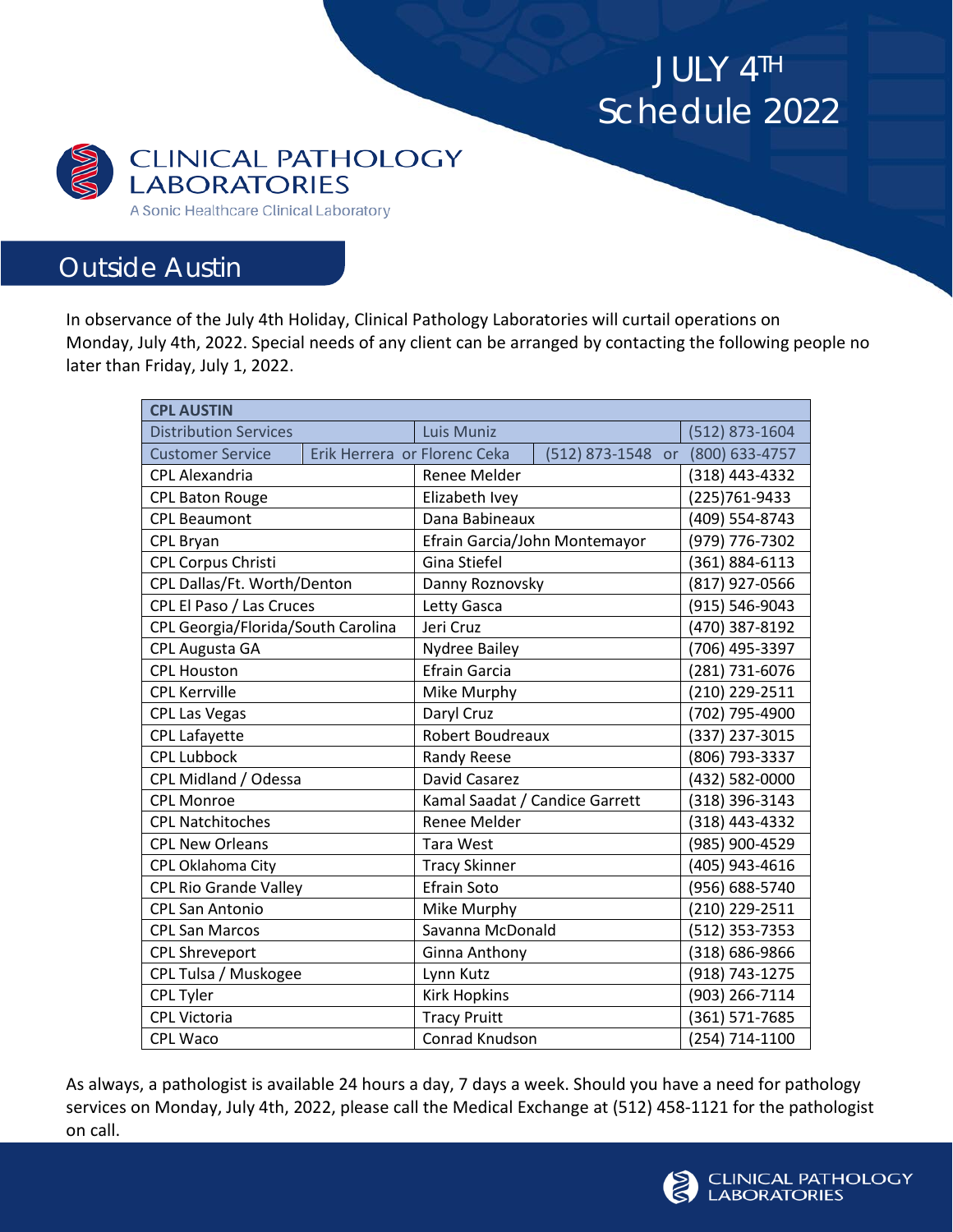# JULY 4TH Schedule 2022

**CLINICAL PATHOLOGY LABORATORIES**

A Sonic Healthcare Clinical Laboratory

## Outside Austin

In observance of the July 4th Holiday, Clinical Pathology Laboratories will curtail operations on Monday, July 4th, 2022. Special needs of any client can be arranged by contacting the following people no later than Friday, July 1, 2022.

| CPL AUSTIN | | |
|---|---|---|
| Distribution Services | Luis Muniz | (512) 873-1604 |
| Customer Service | Erik Herrera or Florenc Ceka | (512) 873-1548 or (800) 633-4757 |
| CPL Alexandria | Renee Melder | (318) 443-4332 |
| CPL Baton Rouge | Elizabeth Ivey | (225)761-9433 |
| CPL Beaumont | Dana Babineaux | (409) 554-8743 |
| CPL Bryan | Efrain Garcia/John Montemayor | (979) 776-7302 |
| CPL Corpus Christi | Gina Stiefel | (361) 884-6113 |
| CPL Dallas/Ft. Worth/Denton | Danny Roznovsky | (817) 927-0566 |
| CPL El Paso / Las Cruces | Letty Gasca | (915) 546-9043 |
| CPL Georgia/Florida/South Carolina | Jeri Cruz | (470) 387-8192 |
| CPL Augusta GA | Nydree Bailey | (706) 495-3397 |
| CPL Houston | Efrain Garcia | (281) 731-6076 |
| CPL Kerrville | Mike Murphy | (210) 229-2511 |
| CPL Las Vegas | Daryl Cruz | (702) 795-4900 |
| CPL Lafayette | Robert Boudreaux | (337) 237-3015 |
| CPL Lubbock | Randy Reese | (806) 793-3337 |
| CPL Midland / Odessa | David Casarez | (432) 582-0000 |
| CPL Monroe | Kamal Saadat / Candice Garrett | (318) 396-3143 |
| CPL Natchitoches | Renee Melder | (318) 443-4332 |
| CPL New Orleans | Tara West | (985) 900-4529 |
| CPL Oklahoma City | Tracy Skinner | (405) 943-4616 |
| CPL Rio Grande Valley | Efrain Soto | (956) 688-5740 |
| CPL San Antonio | Mike Murphy | (210) 229-2511 |
| CPL San Marcos | Savanna McDonald | (512) 353-7353 |
| CPL Shreveport | Ginna Anthony | (318) 686-9866 |
| CPL Tulsa / Muskogee | Lynn Kutz | (918) 743-1275 |
| CPL Tyler | Kirk Hopkins | (903) 266-7114 |
| CPL Victoria | Tracy Pruitt | (361) 571-7685 |
| CPL Waco | Conrad Knudson | (254) 714-1100 |

As always, a pathologist is available 24 hours a day, 7 days a week. Should you have a need for pathology services on Monday, July 4th, 2022, please call the Medical Exchange at (512) 458-1121 for the pathologist on call.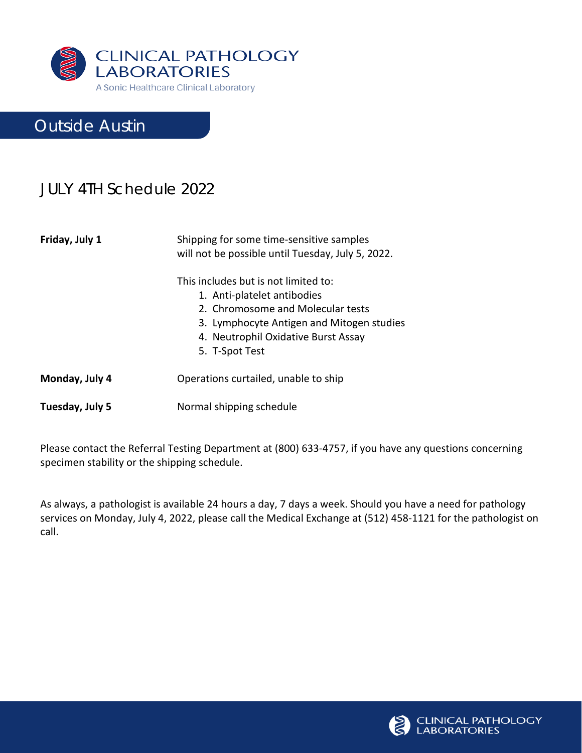CLINICAL PATHOLOGY LABORATORIES

A Sonic Healthcare Clinical Laboratory

## Outside Austin

# JULY 4TH Schedule 2022

| | |
|---|---|
| **Friday, July 1** | Shipping for some time-sensitive samples will not be possible until Tuesday, July 5, 2022. |

This includes but is not limited to:

1. Anti-platelet antibodies
2. Chromosome and Molecular tests
3. Lymphocyte Antigen and Mitogen studies
4. Neutrophil Oxidative Burst Assay
5. T-Spot Test

| | |
|---|---|
| **Monday, July 4** | Operations curtailed, unable to ship |
| **Tuesday, July 5** | Normal shipping schedule |

Please contact the Referral Testing Department at (800) 633-4757, if you have any questions concerning specimen stability or the shipping schedule.

As always, a pathologist is available 24 hours a day, 7 days a week. Should you have a need for pathology services on Monday, July 4, 2022, please call the Medical Exchange at (512) 458-1121 for the pathologist on call.